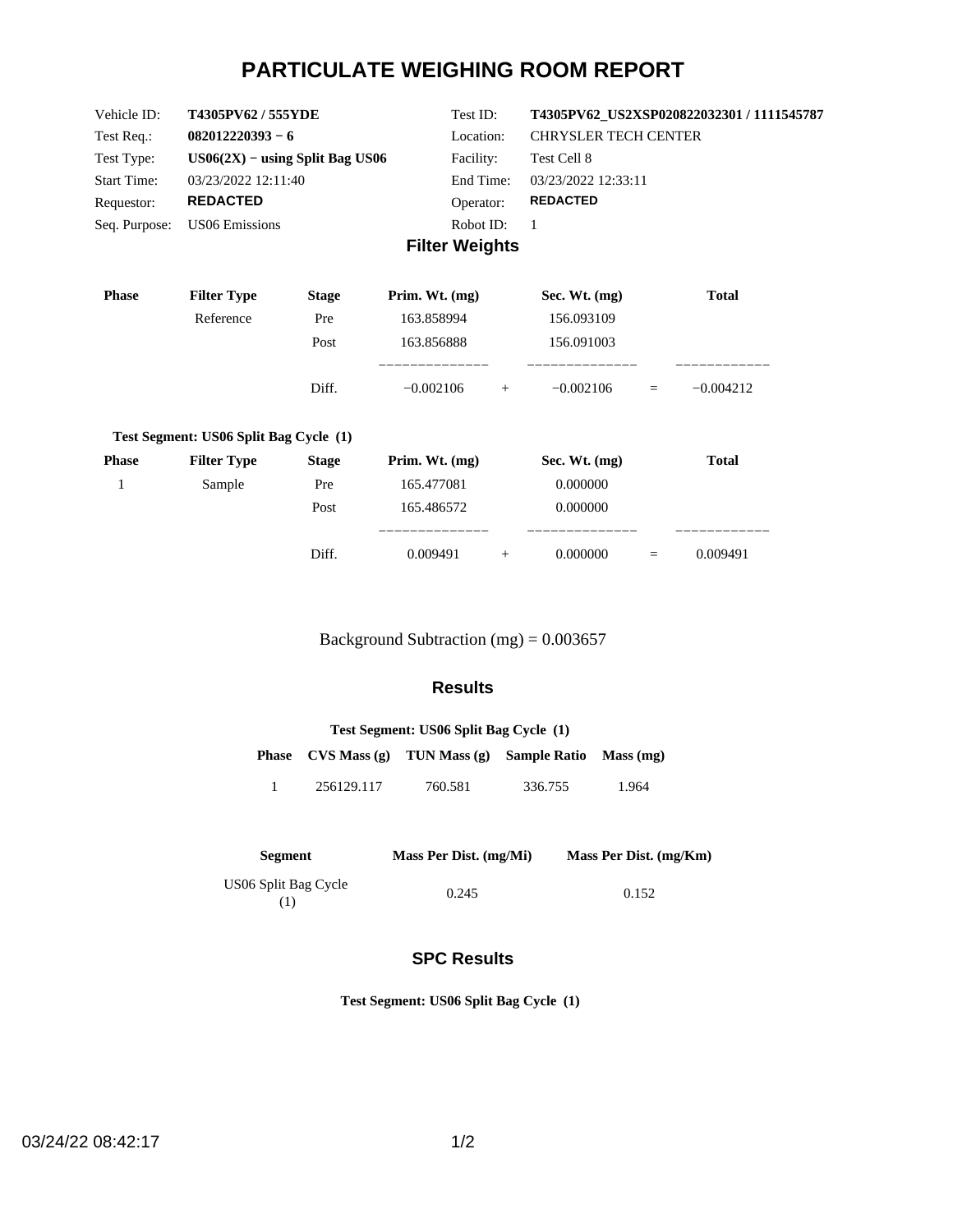# PARTICULATE WEIGHING ROOM REPORT

| | | | |
|---|---|---|---|
| Vehicle ID: | **T4305PV62 / 555YDE** | Test ID: | **T4305PV62_US2XSP020822032301 / 1111545787** |
| Test Req.: | **082012220393 − 6** | Location: | CHRYSLER TECH CENTER |
| Test Type: | **US06(2X) − using Split Bag US06** | Facility: | Test Cell 8 |
| Start Time: | 03/23/2022 12:11:40 | End Time: | 03/23/2022 12:33:11 |
| Requestor: | **REDACTED** | Operator: | **REDACTED** |
| Seq. Purpose: | US06 Emissions | Robot ID: | 1 |

## Filter Weights

| Phase | Filter Type | Stage | Prim. Wt. (mg) | | Sec. Wt. (mg) | | Total |
|---|---|---|---|---|---|---|---|
| | Reference | Pre | 163.858994 | | 156.093109 | | |
| | | Post | 163.856888 | | 156.091003 | | |
| | | Diff. | −0.002106 | + | −0.002106 | = | −0.004212 |

**Test Segment: US06 Split Bag Cycle (1)**

| Phase | Filter Type | Stage | Prim. Wt. (mg) | | Sec. Wt. (mg) | | Total |
|---|---|---|---|---|---|---|---|
| 1 | Sample | Pre | 165.477081 | | 0.000000 | | |
| | | Post | 165.486572 | | 0.000000 | | |
| | | Diff. | 0.009491 | + | 0.000000 | = | 0.009491 |

Background Subtraction (mg) = 0.003657

## Results

**Test Segment: US06 Split Bag Cycle (1)**

| Phase | CVS Mass (g) | TUN Mass (g) | Sample Ratio | Mass (mg) |
|---|---|---|---|---|
| 1 | 256129.117 | 760.581 | 336.755 | 1.964 |

| Segment | Mass Per Dist. (mg/Mi) | Mass Per Dist. (mg/Km) |
|---|---|---|
| US06 Split Bag Cycle (1) | 0.245 | 0.152 |

## SPC Results

**Test Segment: US06 Split Bag Cycle (1)**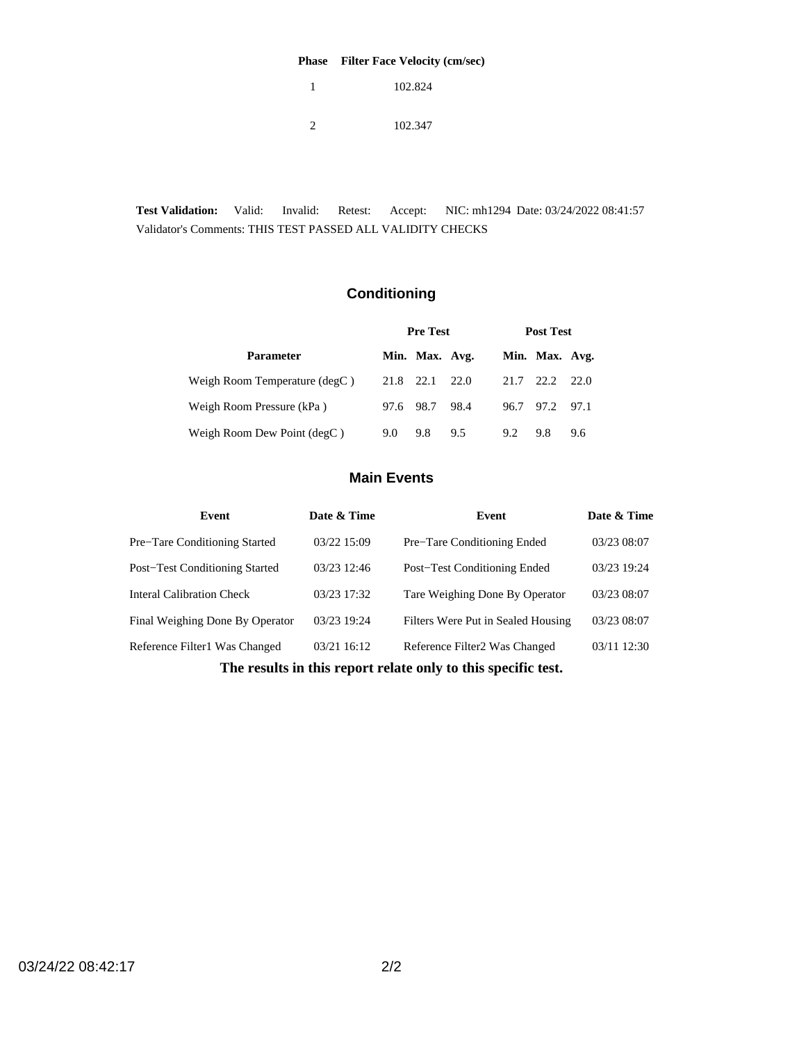| Phase | Filter Face Velocity (cm/sec) |
|---|---|
| 1 | 102.824 |
| 2 | 102.347 |

**Test Validation:** Valid: Invalid: Retest: Accept: NIC: mh1294 Date: 03/24/2022 08:41:57
Validator's Comments: THIS TEST PASSED ALL VALIDITY CHECKS

## Conditioning

| | Pre Test | | | Post Test | | |
|---|---|---|---|---|---|---|
| **Parameter** | **Min.** | **Max.** | **Avg.** | **Min.** | **Max.** | **Avg.** |
| Weigh Room Temperature (degC ) | 21.8 | 22.1 | 22.0 | 21.7 | 22.2 | 22.0 |
| Weigh Room Pressure (kPa ) | 97.6 | 98.7 | 98.4 | 96.7 | 97.2 | 97.1 |
| Weigh Room Dew Point (degC ) | 9.0 | 9.8 | 9.5 | 9.2 | 9.8 | 9.6 |

## Main Events

| Event | Date & Time | Event | Date & Time |
|---|---|---|---|
| Pre−Tare Conditioning Started | 03/22 15:09 | Pre−Tare Conditioning Ended | 03/23 08:07 |
| Post−Test Conditioning Started | 03/23 12:46 | Post−Test Conditioning Ended | 03/23 19:24 |
| Interal Calibration Check | 03/23 17:32 | Tare Weighing Done By Operator | 03/23 08:07 |
| Final Weighing Done By Operator | 03/23 19:24 | Filters Were Put in Sealed Housing | 03/23 08:07 |
| Reference Filter1 Was Changed | 03/21 16:12 | Reference Filter2 Was Changed | 03/11 12:30 |

**The results in this report relate only to this specific test.**

03/24/22 08:42:17